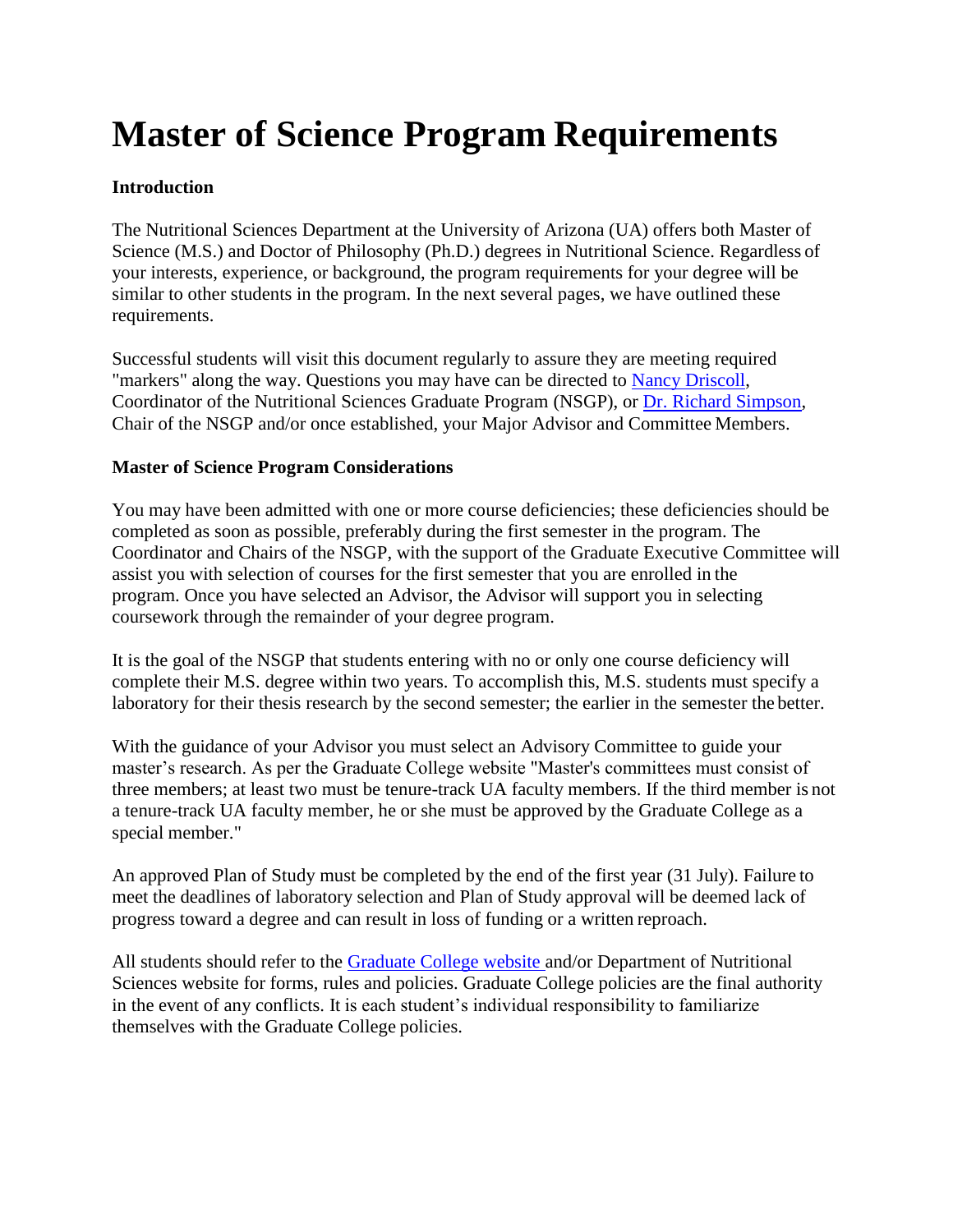# Master of Science Program Requirements

**Introduction**

The Nutritional Sciences Department at the University of Arizona (UA) offers both Master of Science (M.S.) and Doctor of Philosophy (Ph.D.) degrees in Nutritional Science. Regardless of your interests, experience, or background, the program requirements for your degree will be similar to other students in the program. In the next several pages, we have outlined these requirements.

Successful students will visit this document regularly to assure they are meeting required "markers" along the way. Questions you may have can be directed to Nancy Driscoll, Coordinator of the Nutritional Sciences Graduate Program (NSGP), or Dr. Richard Simpson, Chair of the NSGP and/or once established, your Major Advisor and Committee Members.

**Master of Science Program Considerations**

You may have been admitted with one or more course deficiencies; these deficiencies should be completed as soon as possible, preferably during the first semester in the program. The Coordinator and Chairs of the NSGP, with the support of the Graduate Executive Committee will assist you with selection of courses for the first semester that you are enrolled in the program. Once you have selected an Advisor, the Advisor will support you in selecting coursework through the remainder of your degree program.

It is the goal of the NSGP that students entering with no or only one course deficiency will complete their M.S. degree within two years. To accomplish this, M.S. students must specify a laboratory for their thesis research by the second semester; the earlier in the semester the better.

With the guidance of your Advisor you must select an Advisory Committee to guide your master's research. As per the Graduate College website "Master's committees must consist of three members; at least two must be tenure-track UA faculty members. If the third member is not a tenure-track UA faculty member, he or she must be approved by the Graduate College as a special member."

An approved Plan of Study must be completed by the end of the first year (31 July). Failure to meet the deadlines of laboratory selection and Plan of Study approval will be deemed lack of progress toward a degree and can result in loss of funding or a written reproach.

All students should refer to the Graduate College website and/or Department of Nutritional Sciences website for forms, rules and policies. Graduate College policies are the final authority in the event of any conflicts. It is each student's individual responsibility to familiarize themselves with the Graduate College policies.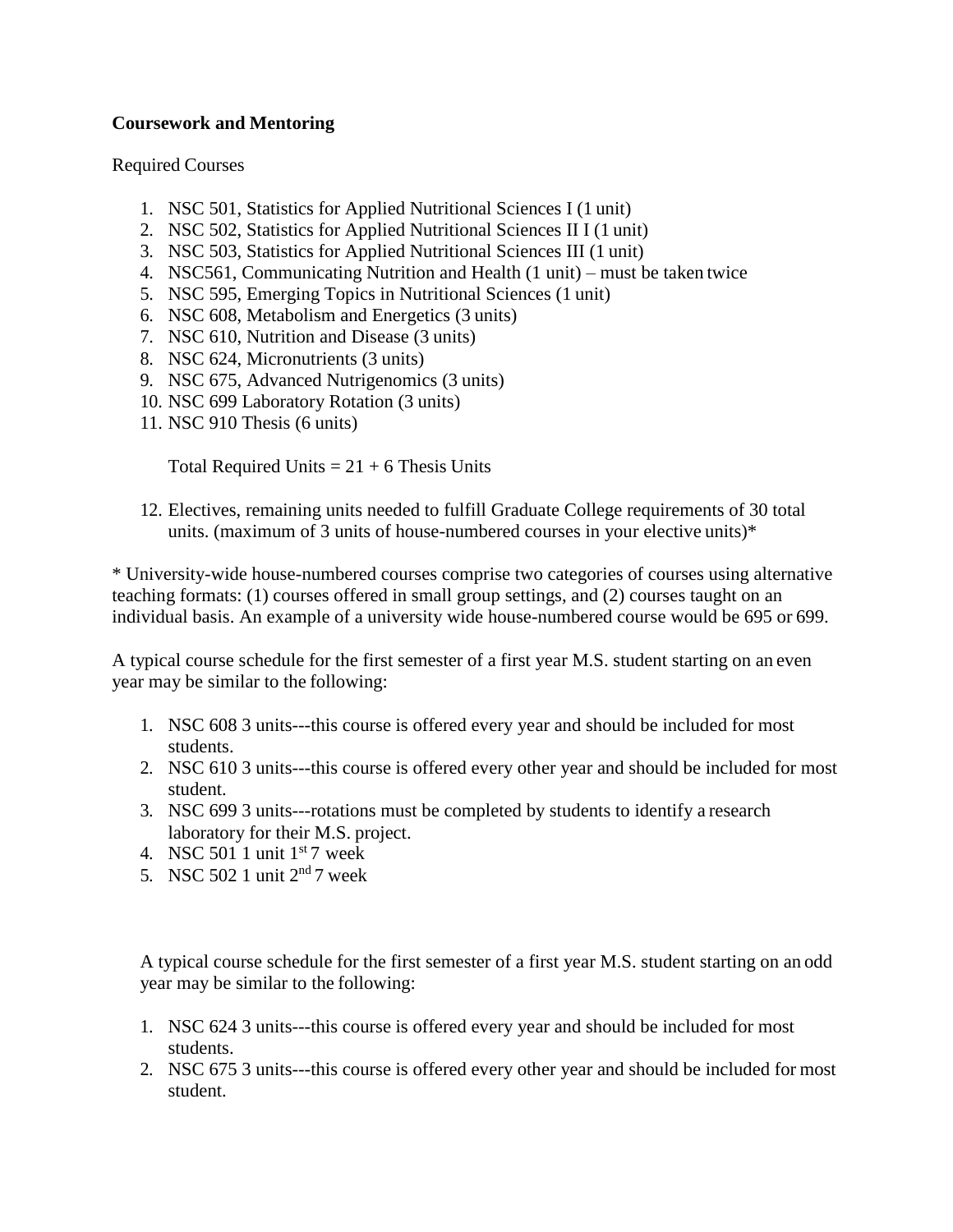**Coursework and Mentoring**

Required Courses

1. NSC 501, Statistics for Applied Nutritional Sciences I (1 unit)
2. NSC 502, Statistics for Applied Nutritional Sciences II I (1 unit)
3. NSC 503, Statistics for Applied Nutritional Sciences III (1 unit)
4. NSC561, Communicating Nutrition and Health (1 unit) – must be taken twice
5. NSC 595, Emerging Topics in Nutritional Sciences (1 unit)
6. NSC 608, Metabolism and Energetics (3 units)
7. NSC 610, Nutrition and Disease (3 units)
8. NSC 624, Micronutrients (3 units)
9. NSC 675, Advanced Nutrigenomics (3 units)
10. NSC 699 Laboratory Rotation (3 units)
11. NSC 910 Thesis (6 units)

    Total Required Units = 21 + 6 Thesis Units

12. Electives, remaining units needed to fulfill Graduate College requirements of 30 total units. (maximum of 3 units of house-numbered courses in your elective units)*

\* University-wide house-numbered courses comprise two categories of courses using alternative teaching formats: (1) courses offered in small group settings, and (2) courses taught on an individual basis. An example of a university wide house-numbered course would be 695 or 699.

A typical course schedule for the first semester of a first year M.S. student starting on an even year may be similar to the following:

1. NSC 608 3 units---this course is offered every year and should be included for most students.
2. NSC 610 3 units---this course is offered every other year and should be included for most student.
3. NSC 699 3 units---rotations must be completed by students to identify a research laboratory for their M.S. project.
4. NSC 501 1 unit 1st 7 week
5. NSC 502 1 unit 2nd 7 week

A typical course schedule for the first semester of a first year M.S. student starting on an odd year may be similar to the following:

1. NSC 624 3 units---this course is offered every year and should be included for most students.
2. NSC 675 3 units---this course is offered every other year and should be included for most student.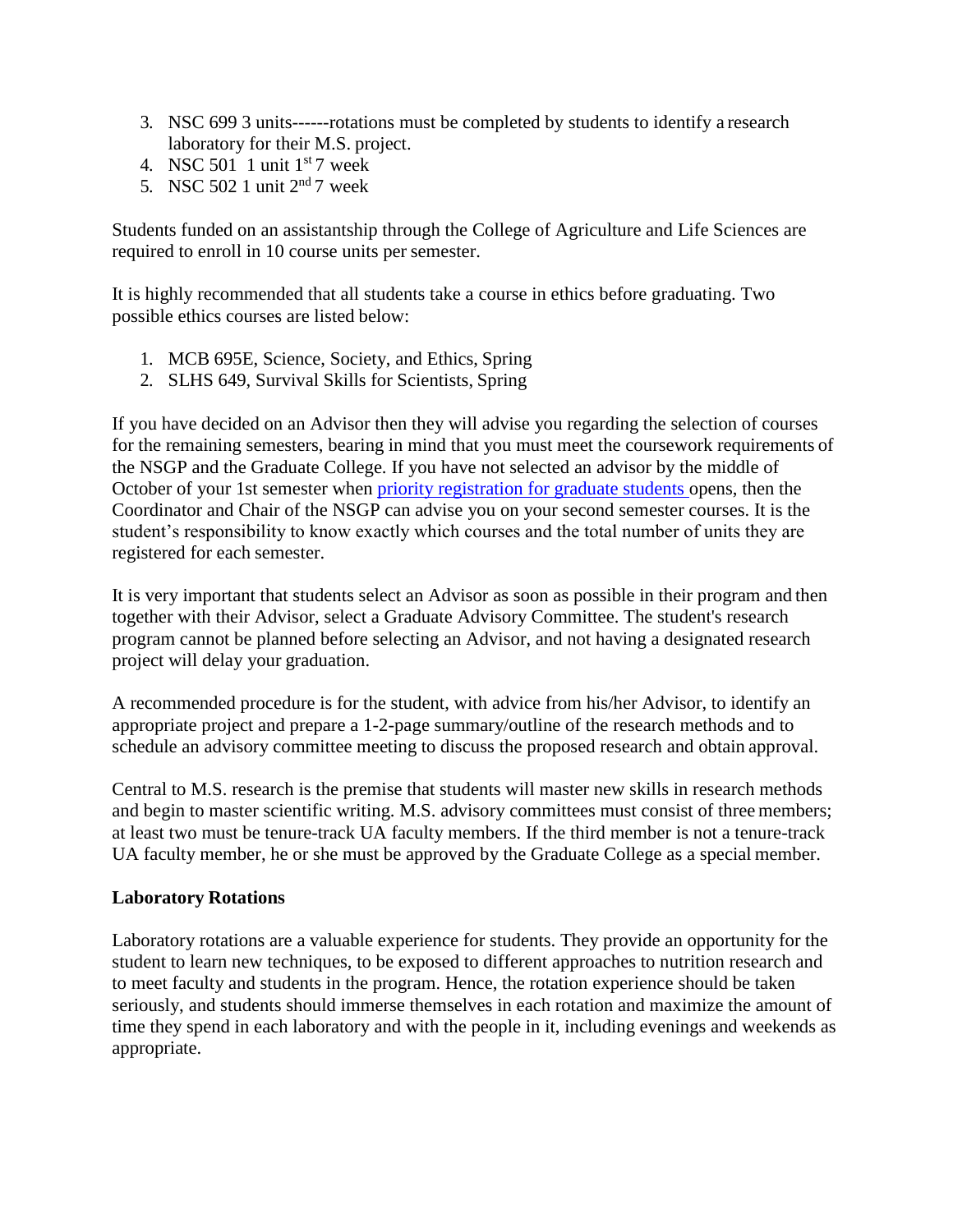3. NSC 699 3 units------rotations must be completed by students to identify a research laboratory for their M.S. project.
4. NSC 501 1 unit 1st 7 week
5. NSC 502 1 unit 2nd 7 week

Students funded on an assistantship through the College of Agriculture and Life Sciences are required to enroll in 10 course units per semester.

It is highly recommended that all students take a course in ethics before graduating. Two possible ethics courses are listed below:

1. MCB 695E, Science, Society, and Ethics, Spring
2. SLHS 649, Survival Skills for Scientists, Spring

If you have decided on an Advisor then they will advise you regarding the selection of courses for the remaining semesters, bearing in mind that you must meet the coursework requirements of the NSGP and the Graduate College. If you have not selected an advisor by the middle of October of your 1st semester when priority registration for graduate students opens, then the Coordinator and Chair of the NSGP can advise you on your second semester courses. It is the student's responsibility to know exactly which courses and the total number of units they are registered for each semester.

It is very important that students select an Advisor as soon as possible in their program and then together with their Advisor, select a Graduate Advisory Committee. The student's research program cannot be planned before selecting an Advisor, and not having a designated research project will delay your graduation.

A recommended procedure is for the student, with advice from his/her Advisor, to identify an appropriate project and prepare a 1-2-page summary/outline of the research methods and to schedule an advisory committee meeting to discuss the proposed research and obtain approval.

Central to M.S. research is the premise that students will master new skills in research methods and begin to master scientific writing. M.S. advisory committees must consist of three members; at least two must be tenure-track UA faculty members. If the third member is not a tenure-track UA faculty member, he or she must be approved by the Graduate College as a special member.

**Laboratory Rotations**

Laboratory rotations are a valuable experience for students. They provide an opportunity for the student to learn new techniques, to be exposed to different approaches to nutrition research and to meet faculty and students in the program. Hence, the rotation experience should be taken seriously, and students should immerse themselves in each rotation and maximize the amount of time they spend in each laboratory and with the people in it, including evenings and weekends as appropriate.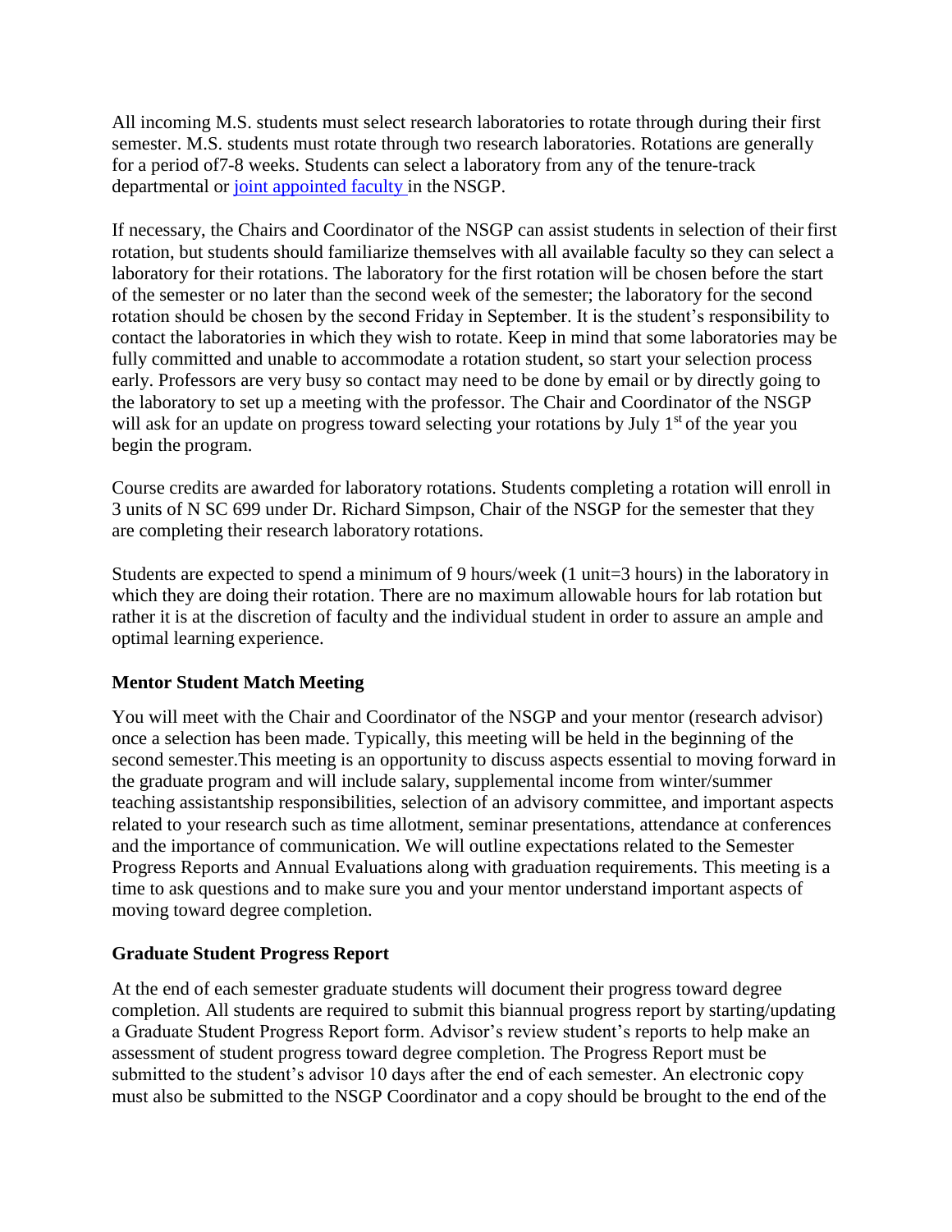All incoming M.S. students must select research laboratories to rotate through during their first semester. M.S. students must rotate through two research laboratories. Rotations are generally for a period of7-8 weeks. Students can select a laboratory from any of the tenure-track departmental or joint appointed faculty in the NSGP.

If necessary, the Chairs and Coordinator of the NSGP can assist students in selection of their first rotation, but students should familiarize themselves with all available faculty so they can select a laboratory for their rotations. The laboratory for the first rotation will be chosen before the start of the semester or no later than the second week of the semester; the laboratory for the second rotation should be chosen by the second Friday in September. It is the student's responsibility to contact the laboratories in which they wish to rotate. Keep in mind that some laboratories may be fully committed and unable to accommodate a rotation student, so start your selection process early. Professors are very busy so contact may need to be done by email or by directly going to the laboratory to set up a meeting with the professor. The Chair and Coordinator of the NSGP will ask for an update on progress toward selecting your rotations by July 1st of the year you begin the program.

Course credits are awarded for laboratory rotations. Students completing a rotation will enroll in 3 units of N SC 699 under Dr. Richard Simpson, Chair of the NSGP for the semester that they are completing their research laboratory rotations.

Students are expected to spend a minimum of 9 hours/week (1 unit=3 hours) in the laboratory in which they are doing their rotation. There are no maximum allowable hours for lab rotation but rather it is at the discretion of faculty and the individual student in order to assure an ample and optimal learning experience.

**Mentor Student Match Meeting**

You will meet with the Chair and Coordinator of the NSGP and your mentor (research advisor) once a selection has been made. Typically, this meeting will be held in the beginning of the second semester.This meeting is an opportunity to discuss aspects essential to moving forward in the graduate program and will include salary, supplemental income from winter/summer teaching assistantship responsibilities, selection of an advisory committee, and important aspects related to your research such as time allotment, seminar presentations, attendance at conferences and the importance of communication. We will outline expectations related to the Semester Progress Reports and Annual Evaluations along with graduation requirements. This meeting is a time to ask questions and to make sure you and your mentor understand important aspects of moving toward degree completion.

**Graduate Student Progress Report**

At the end of each semester graduate students will document their progress toward degree completion. All students are required to submit this biannual progress report by starting/updating a Graduate Student Progress Report form. Advisor's review student's reports to help make an assessment of student progress toward degree completion. The Progress Report must be submitted to the student's advisor 10 days after the end of each semester. An electronic copy must also be submitted to the NSGP Coordinator and a copy should be brought to the end of the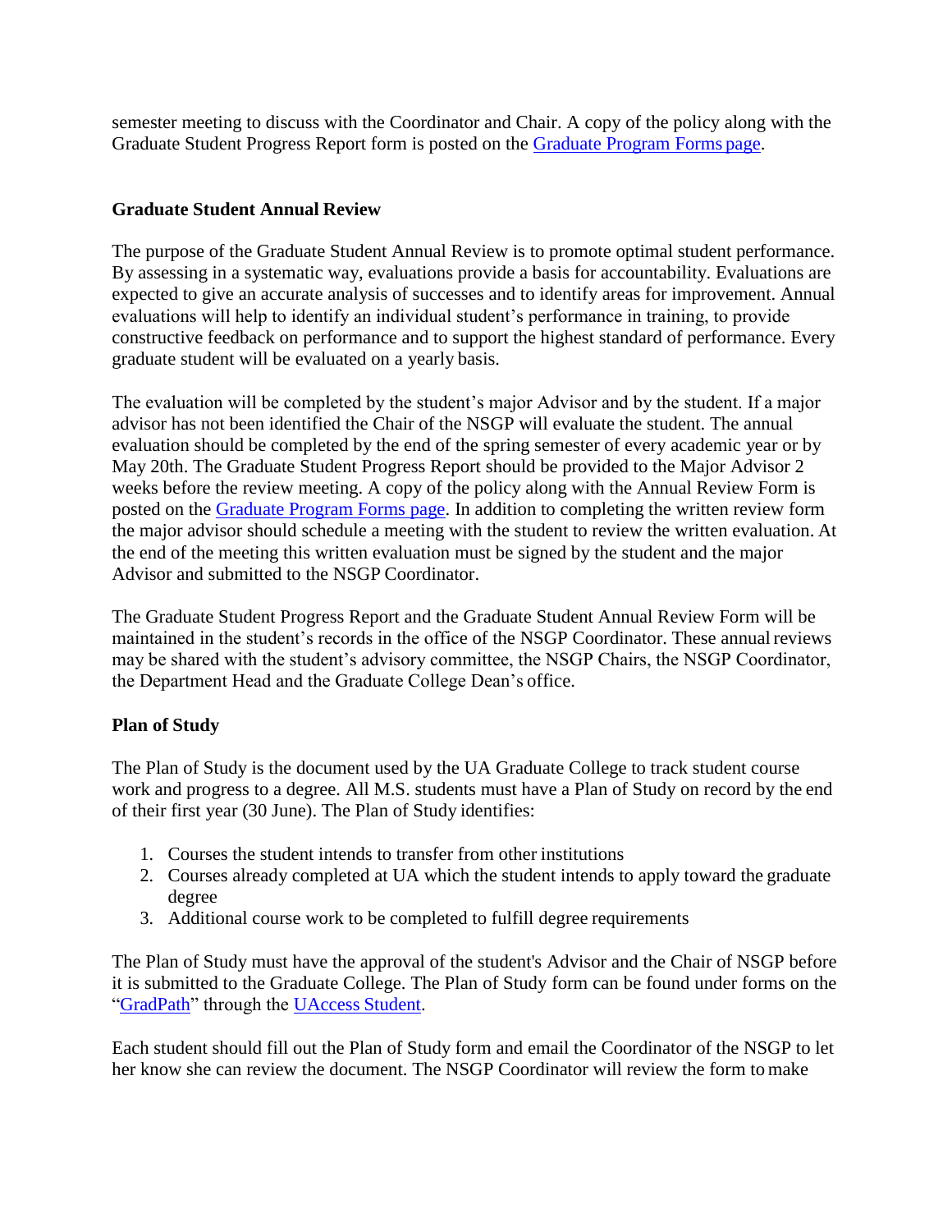semester meeting to discuss with the Coordinator and Chair. A copy of the policy along with the Graduate Student Progress Report form is posted on the [Graduate Program Forms page](#).

### Graduate Student Annual Review

The purpose of the Graduate Student Annual Review is to promote optimal student performance. By assessing in a systematic way, evaluations provide a basis for accountability. Evaluations are expected to give an accurate analysis of successes and to identify areas for improvement. Annual evaluations will help to identify an individual student's performance in training, to provide constructive feedback on performance and to support the highest standard of performance. Every graduate student will be evaluated on a yearly basis.

The evaluation will be completed by the student's major Advisor and by the student. If a major advisor has not been identified the Chair of the NSGP will evaluate the student. The annual evaluation should be completed by the end of the spring semester of every academic year or by May 20th. The Graduate Student Progress Report should be provided to the Major Advisor 2 weeks before the review meeting. A copy of the policy along with the Annual Review Form is posted on the [Graduate Program Forms page](#). In addition to completing the written review form the major advisor should schedule a meeting with the student to review the written evaluation. At the end of the meeting this written evaluation must be signed by the student and the major Advisor and submitted to the NSGP Coordinator.

The Graduate Student Progress Report and the Graduate Student Annual Review Form will be maintained in the student's records in the office of the NSGP Coordinator. These annual reviews may be shared with the student's advisory committee, the NSGP Chairs, the NSGP Coordinator, the Department Head and the Graduate College Dean's office.

### Plan of Study

The Plan of Study is the document used by the UA Graduate College to track student course work and progress to a degree. All M.S. students must have a Plan of Study on record by the end of their first year (30 June). The Plan of Study identifies:

1. Courses the student intends to transfer from other institutions
2. Courses already completed at UA which the student intends to apply toward the graduate degree
3. Additional course work to be completed to fulfill degree requirements

The Plan of Study must have the approval of the student's Advisor and the Chair of NSGP before it is submitted to the Graduate College. The Plan of Study form can be found under forms on the "[GradPath](#)" through the [UAccess Student](#).

Each student should fill out the Plan of Study form and email the Coordinator of the NSGP to let her know she can review the document. The NSGP Coordinator will review the form to make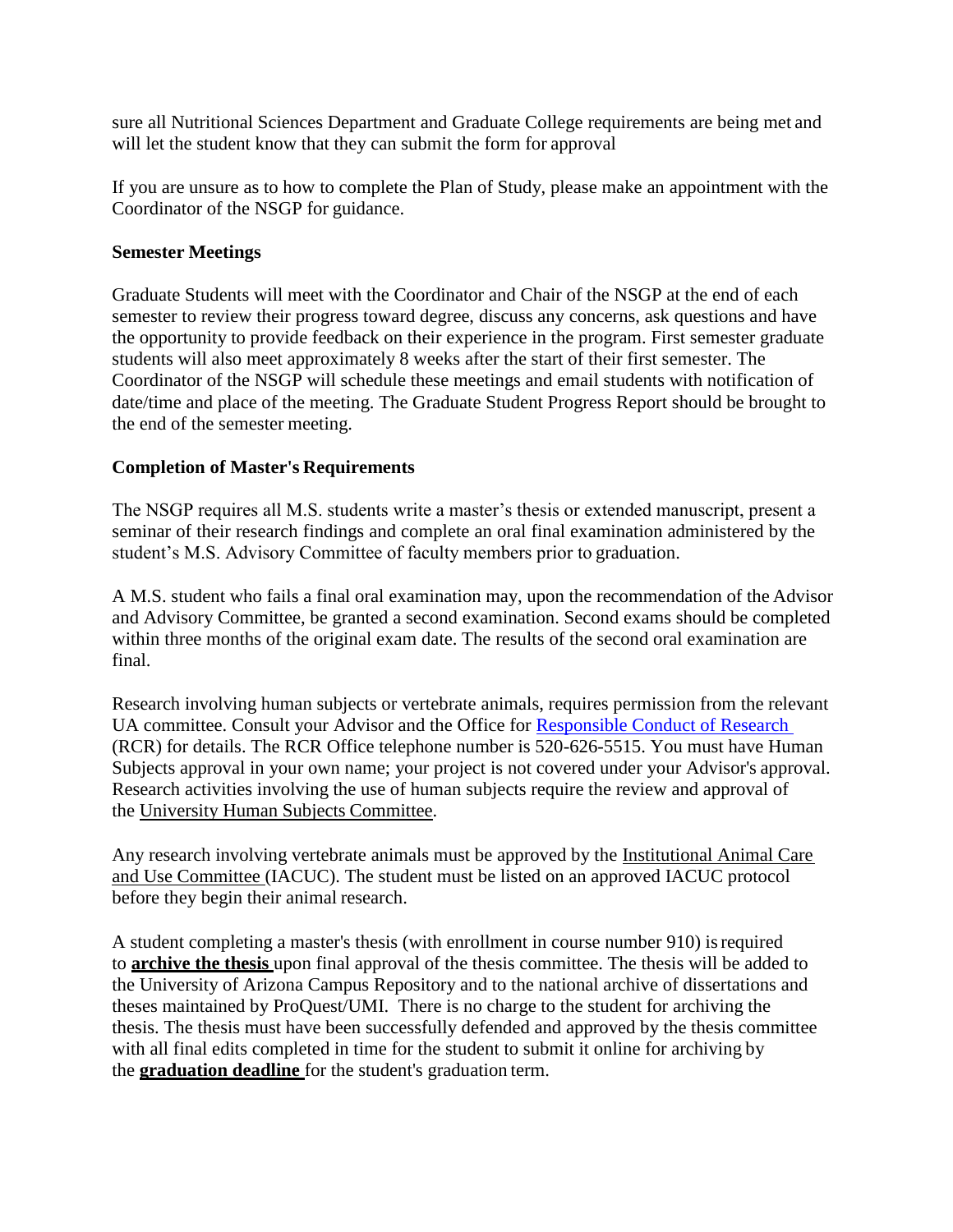sure all Nutritional Sciences Department and Graduate College requirements are being met and will let the student know that they can submit the form for approval

If you are unsure as to how to complete the Plan of Study, please make an appointment with the Coordinator of the NSGP for guidance.

**Semester Meetings**

Graduate Students will meet with the Coordinator and Chair of the NSGP at the end of each semester to review their progress toward degree, discuss any concerns, ask questions and have the opportunity to provide feedback on their experience in the program. First semester graduate students will also meet approximately 8 weeks after the start of their first semester. The Coordinator of the NSGP will schedule these meetings and email students with notification of date/time and place of the meeting. The Graduate Student Progress Report should be brought to the end of the semester meeting.

**Completion of Master's Requirements**

The NSGP requires all M.S. students write a master's thesis or extended manuscript, present a seminar of their research findings and complete an oral final examination administered by the student's M.S. Advisory Committee of faculty members prior to graduation.

A M.S. student who fails a final oral examination may, upon the recommendation of the Advisor and Advisory Committee, be granted a second examination. Second exams should be completed within three months of the original exam date. The results of the second oral examination are final.

Research involving human subjects or vertebrate animals, requires permission from the relevant UA committee. Consult your Advisor and the Office for Responsible Conduct of Research (RCR) for details. The RCR Office telephone number is 520-626-5515. You must have Human Subjects approval in your own name; your project is not covered under your Advisor's approval. Research activities involving the use of human subjects require the review and approval of the University Human Subjects Committee.

Any research involving vertebrate animals must be approved by the Institutional Animal Care and Use Committee (IACUC). The student must be listed on an approved IACUC protocol before they begin their animal research.

A student completing a master's thesis (with enrollment in course number 910) is required to **archive the thesis** upon final approval of the thesis committee. The thesis will be added to the University of Arizona Campus Repository and to the national archive of dissertations and theses maintained by ProQuest/UMI. There is no charge to the student for archiving the thesis. The thesis must have been successfully defended and approved by the thesis committee with all final edits completed in time for the student to submit it online for archiving by the **graduation deadline** for the student's graduation term.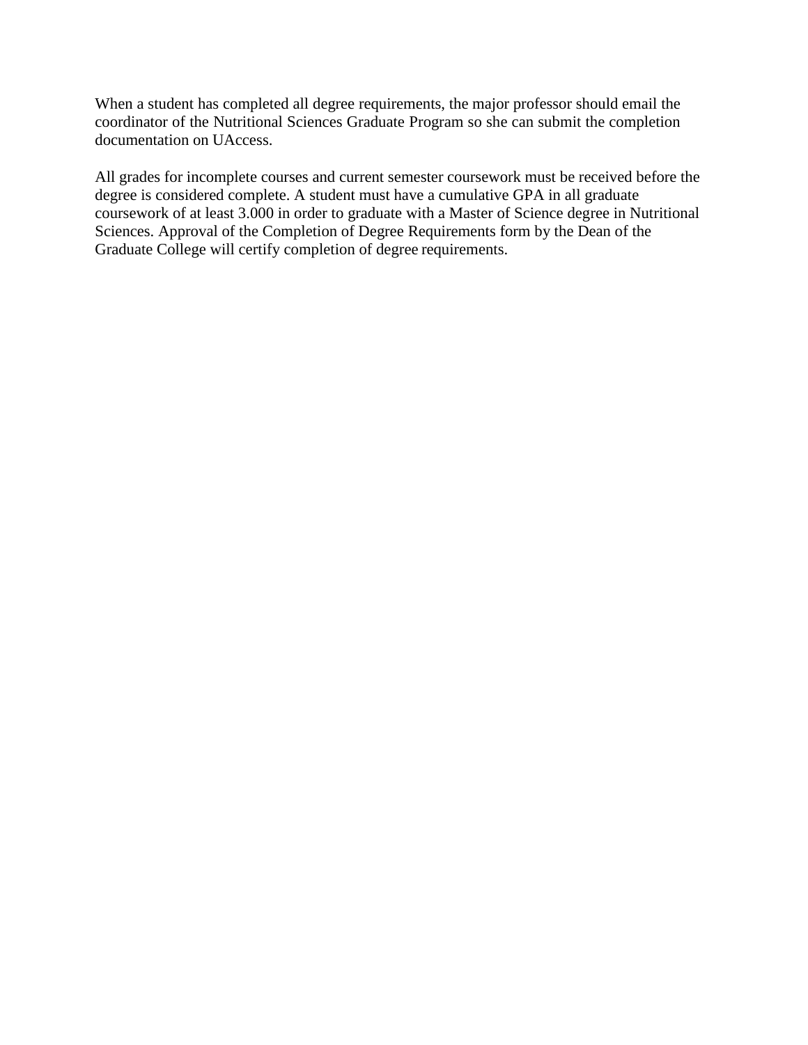When a student has completed all degree requirements, the major professor should email the coordinator of the Nutritional Sciences Graduate Program so she can submit the completion documentation on UAccess.

All grades for incomplete courses and current semester coursework must be received before the degree is considered complete. A student must have a cumulative GPA in all graduate coursework of at least 3.000 in order to graduate with a Master of Science degree in Nutritional Sciences. Approval of the Completion of Degree Requirements form by the Dean of the Graduate College will certify completion of degree requirements.